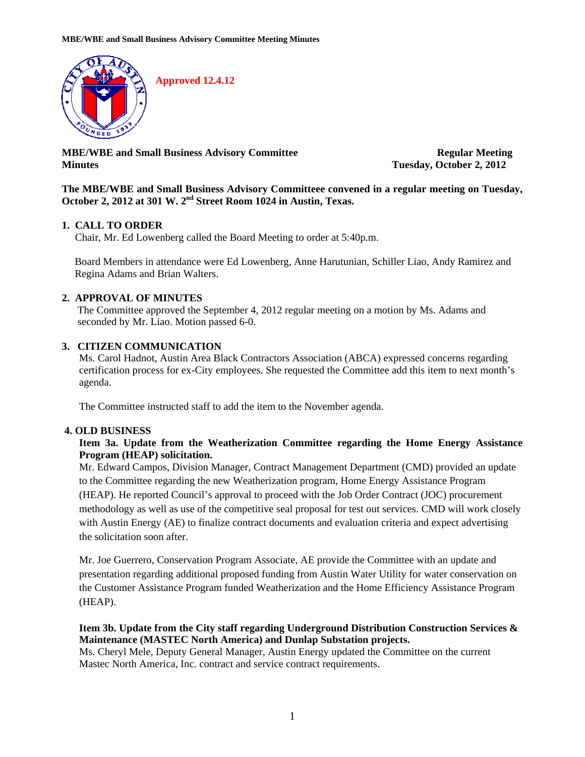Approved 12.4.12

**MBE/WBE and Small Business Advisory Committee Minutes** 

**Regular Meeting Tuesday, October 2, 2012**

**The MBE/WBE and Small Business Advisory Committeee convened in a regular meeting on Tuesday, October 2, 2012 at 301 W. 2nd Street Room 1024 in Austin, Texas.**

## 1. CALL TO ORDER

Chair, Mr. Ed Lowenberg called the Board Meeting to order at 5:40p.m.

Board Members in attendance were Ed Lowenberg, Anne Harutunian, Schiller Liao, Andy Ramirez and Regina Adams and Brian Walters.

## 2. APPROVAL OF MINUTES

The Committee approved the September 4, 2012 regular meeting on a motion by Ms. Adams and seconded by Mr. Liao. Motion passed 6-0.

## 3. CITIZEN COMMUNICATION

Ms. Carol Hadnot, Austin Area Black Contractors Association (ABCA) expressed concerns regarding certification process for ex-City employees. She requested the Committee add this item to next month's agenda.

The Committee instructed staff to add the item to the November agenda.

## 4. OLD BUSINESS

**Item 3a. Update from the Weatherization Committee regarding the Home Energy Assistance Program (HEAP) solicitation.**

Mr. Edward Campos, Division Manager, Contract Management Department (CMD) provided an update to the Committee regarding the new Weatherization program, Home Energy Assistance Program (HEAP). He reported Council's approval to proceed with the Job Order Contract (JOC) procurement methodology as well as use of the competitive seal proposal for test out services. CMD will work closely with Austin Energy (AE) to finalize contract documents and evaluation criteria and expect advertising the solicitation soon after.

Mr. Joe Guerrero, Conservation Program Associate, AE provide the Committee with an update and presentation regarding additional proposed funding from Austin Water Utility for water conservation on the Customer Assistance Program funded Weatherization and the Home Efficiency Assistance Program (HEAP).

**Item 3b. Update from the City staff regarding Underground Distribution Construction Services & Maintenance (MASTEC North America) and Dunlap Substation projects.**

Ms. Cheryl Mele, Deputy General Manager, Austin Energy updated the Committee on the current Mastec North America, Inc. contract and service contract requirements.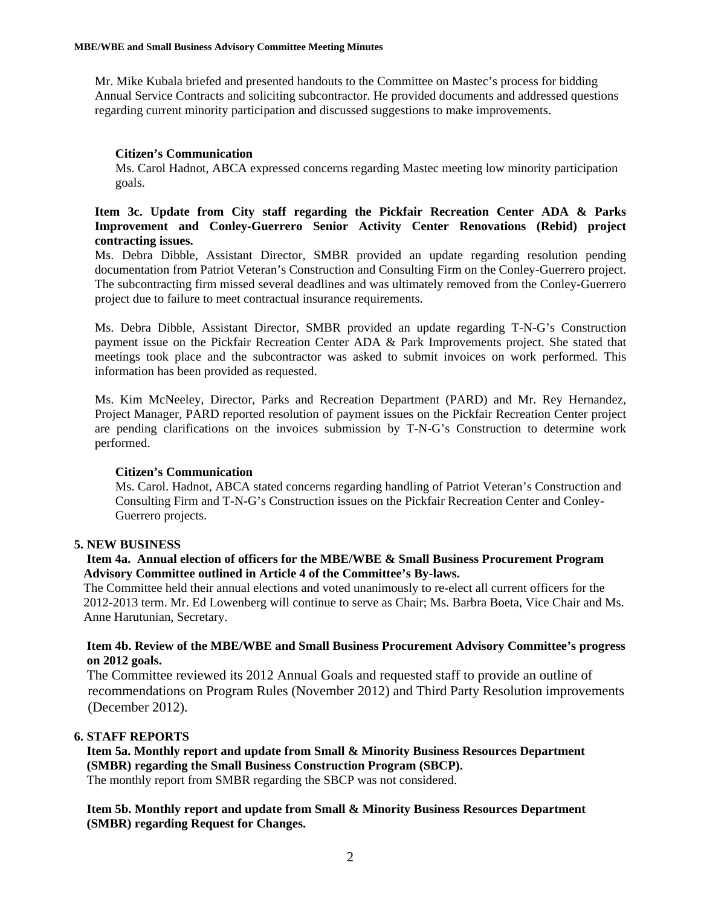Mr. Mike Kubala briefed and presented handouts to the Committee on Mastec's process for bidding Annual Service Contracts and soliciting subcontractor. He provided documents and addressed questions regarding current minority participation and discussed suggestions to make improvements.

**Citizen's Communication**

Ms. Carol Hadnot, ABCA expressed concerns regarding Mastec meeting low minority participation goals.

**Item 3c. Update from City staff regarding the Pickfair Recreation Center ADA & Parks Improvement and Conley-Guerrero Senior Activity Center Renovations (Rebid) project contracting issues.**

Ms. Debra Dibble, Assistant Director, SMBR provided an update regarding resolution pending documentation from Patriot Veteran's Construction and Consulting Firm on the Conley-Guerrero project. The subcontracting firm missed several deadlines and was ultimately removed from the Conley-Guerrero project due to failure to meet contractual insurance requirements.

Ms. Debra Dibble, Assistant Director, SMBR provided an update regarding T-N-G's Construction payment issue on the Pickfair Recreation Center ADA & Park Improvements project. She stated that meetings took place and the subcontractor was asked to submit invoices on work performed. This information has been provided as requested.

Ms. Kim McNeeley, Director, Parks and Recreation Department (PARD) and Mr. Rey Hernandez, Project Manager, PARD reported resolution of payment issues on the Pickfair Recreation Center project are pending clarifications on the invoices submission by T-N-G's Construction to determine work performed.

**Citizen's Communication**

Ms. Carol. Hadnot, ABCA stated concerns regarding handling of Patriot Veteran's Construction and Consulting Firm and T-N-G's Construction issues on the Pickfair Recreation Center and Conley-Guerrero projects.

**5. NEW BUSINESS**

**Item 4a. Annual election of officers for the MBE/WBE & Small Business Procurement Program Advisory Committee outlined in Article 4 of the Committee's By-laws.**

The Committee held their annual elections and voted unanimously to re-elect all current officers for the 2012-2013 term. Mr. Ed Lowenberg will continue to serve as Chair; Ms. Barbra Boeta, Vice Chair and Ms. Anne Harutunian, Secretary.

**Item 4b. Review of the MBE/WBE and Small Business Procurement Advisory Committee's progress on 2012 goals.**

The Committee reviewed its 2012 Annual Goals and requested staff to provide an outline of recommendations on Program Rules (November 2012) and Third Party Resolution improvements (December 2012).

**6. STAFF REPORTS**

**Item 5a. Monthly report and update from Small & Minority Business Resources Department (SMBR) regarding the Small Business Construction Program (SBCP).**

The monthly report from SMBR regarding the SBCP was not considered.

**Item 5b. Monthly report and update from Small & Minority Business Resources Department (SMBR) regarding Request for Changes.**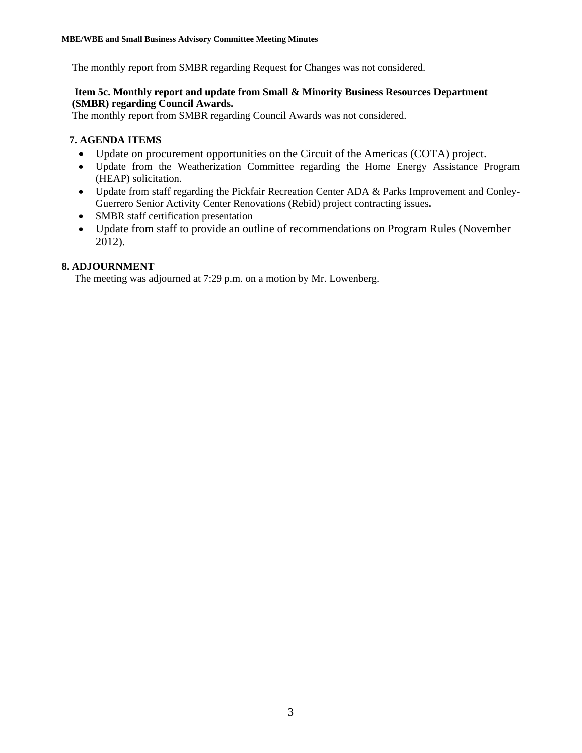The monthly report from SMBR regarding Request for Changes was not considered.

**Item 5c. Monthly report and update from Small & Minority Business Resources Department (SMBR) regarding Council Awards.**

The monthly report from SMBR regarding Council Awards was not considered.

**7. AGENDA ITEMS**

- Update on procurement opportunities on the Circuit of the Americas (COTA) project.
- Update from the Weatherization Committee regarding the Home Energy Assistance Program (HEAP) solicitation.
- Update from staff regarding the Pickfair Recreation Center ADA & Parks Improvement and Conley-Guerrero Senior Activity Center Renovations (Rebid) project contracting issues**.**
- SMBR staff certification presentation
- Update from staff to provide an outline of recommendations on Program Rules (November 2012).

**8. ADJOURNMENT**

The meeting was adjourned at 7:29 p.m. on a motion by Mr. Lowenberg.